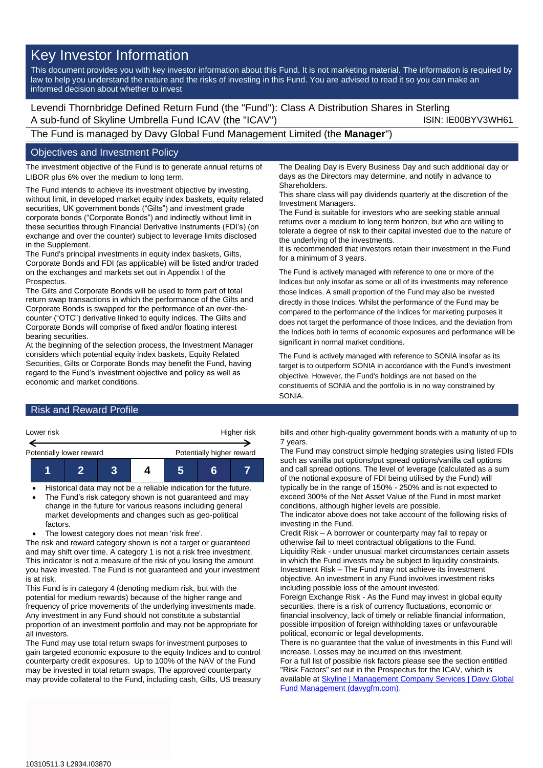# Key Investor Information

This document provides you with key investor information about this Fund. It is not marketing material. The information is required by law to help you understand the nature and the risks of investing in this Fund. You are advised to read it so you can make an informed decision about whether to invest

Levendi Thornbridge Defined Return Fund (the "Fund"): Class A Distribution Shares in Sterling
A sub-fund of Skyline Umbrella Fund ICAV (the "ICAV") ISIN: IE00BYV3WH61

The Fund is managed by Davy Global Fund Management Limited (the **Manager**")

## Objectives and Investment Policy

The investment objective of the Fund is to generate annual returns of LIBOR plus 6% over the medium to long term.

The Fund intends to achieve its investment objective by investing, without limit, in developed market equity index baskets, equity related securities, UK government bonds ("Gilts") and investment grade corporate bonds ("Corporate Bonds") and indirectly without limit in these securities through Financial Derivative Instruments (FDI's) (on exchange and over the counter) subject to leverage limits disclosed in the Supplement.

The Fund's principal investments in equity index baskets, Gilts, Corporate Bonds and FDI (as applicable) will be listed and/or traded on the exchanges and markets set out in Appendix I of the Prospectus.

The Gilts and Corporate Bonds will be used to form part of total return swap transactions in which the performance of the Gilts and Corporate Bonds is swapped for the performance of an over-the-counter ("OTC") derivative linked to equity indices. The Gilts and Corporate Bonds will comprise of fixed and/or floating interest bearing securities.

At the beginning of the selection process, the Investment Manager considers which potential equity index baskets, Equity Related Securities, Gilts or Corporate Bonds may benefit the Fund, having regard to the Fund's investment objective and policy as well as economic and market conditions.

The Dealing Day is Every Business Day and such additional day or days as the Directors may determine, and notify in advance to Shareholders.

This share class will pay dividends quarterly at the discretion of the Investment Managers.

The Fund is suitable for investors who are seeking stable annual returns over a medium to long term horizon, but who are willing to tolerate a degree of risk to their capital invested due to the nature of the underlying of the investments.

It is recommended that investors retain their investment in the Fund for a minimum of 3 years.

The Fund is actively managed with reference to one or more of the Indices but only insofar as some or all of its investments may reference those Indices. A small proportion of the Fund may also be invested directly in those Indices. Whilst the performance of the Fund may be compared to the performance of the Indices for marketing purposes it does not target the performance of those Indices, and the deviation from the Indices both in terms of economic exposures and performance will be significant in normal market conditions.

The Fund is actively managed with reference to SONIA insofar as its target is to outperform SONIA in accordance with the Fund's investment objective. However, the Fund's holdings are not based on the constituents of SONIA and the portfolio is in no way constrained by SONIA.

## Risk and Reward Profile

Lower risk ← → Higher risk

Potentially lower reward — Potentially higher reward

| 1 | 2 | 3 | **4** | 5 | 6 | 7 |
|---|---|---|---|---|---|---|

- Historical data may not be a reliable indication for the future.
- The Fund's risk category shown is not guaranteed and may change in the future for various reasons including general market developments and changes such as geo-political factors.
- The lowest category does not mean 'risk free'.

The risk and reward category shown is not a target or guaranteed and may shift over time. A category 1 is not a risk free investment. This indicator is not a measure of the risk of you losing the amount you have invested. The Fund is not guaranteed and your investment is at risk.

This Fund is in category 4 (denoting medium risk, but with the potential for medium rewards) because of the higher range and frequency of price movements of the underlying investments made. Any investment in any Fund should not constitute a substantial proportion of an investment portfolio and may not be appropriate for all investors.

The Fund may use total return swaps for investment purposes to gain targeted economic exposure to the equity Indices and to control counterparty credit exposures. Up to 100% of the NAV of the Fund may be invested in total return swaps. The approved counterparty may provide collateral to the Fund, including cash, Gilts, US treasury bills and other high-quality government bonds with a maturity of up to 7 years.

The Fund may construct simple hedging strategies using listed FDIs such as vanilla put options/put spread options/vanilla call options and call spread options. The level of leverage (calculated as a sum of the notional exposure of FDI being utilised by the Fund) will typically be in the range of 150% - 250% and is not expected to exceed 300% of the Net Asset Value of the Fund in most market conditions, although higher levels are possible.

The indicator above does not take account of the following risks of investing in the Fund.

Credit Risk – A borrower or counterparty may fail to repay or otherwise fail to meet contractual obligations to the Fund.

Liquidity Risk - under unusual market circumstances certain assets in which the Fund invests may be subject to liquidity constraints.

Investment Risk – The Fund may not achieve its investment objective. An investment in any Fund involves investment risks including possible loss of the amount invested.

Foreign Exchange Risk - As the Fund may invest in global equity securities, there is a risk of currency fluctuations, economic or financial insolvency, lack of timely or reliable financial information, possible imposition of foreign withholding taxes or unfavourable political, economic or legal developments.

There is no guarantee that the value of investments in this Fund will increase. Losses may be incurred on this investment.

For a full list of possible risk factors please see the section entitled "Risk Factors" set out in the Prospectus for the ICAV, which is available at [Skyline | Management Company Services | Davy Global Fund Management (davygfm.com)](davygfm.com).

10310511.3 L2934.I03870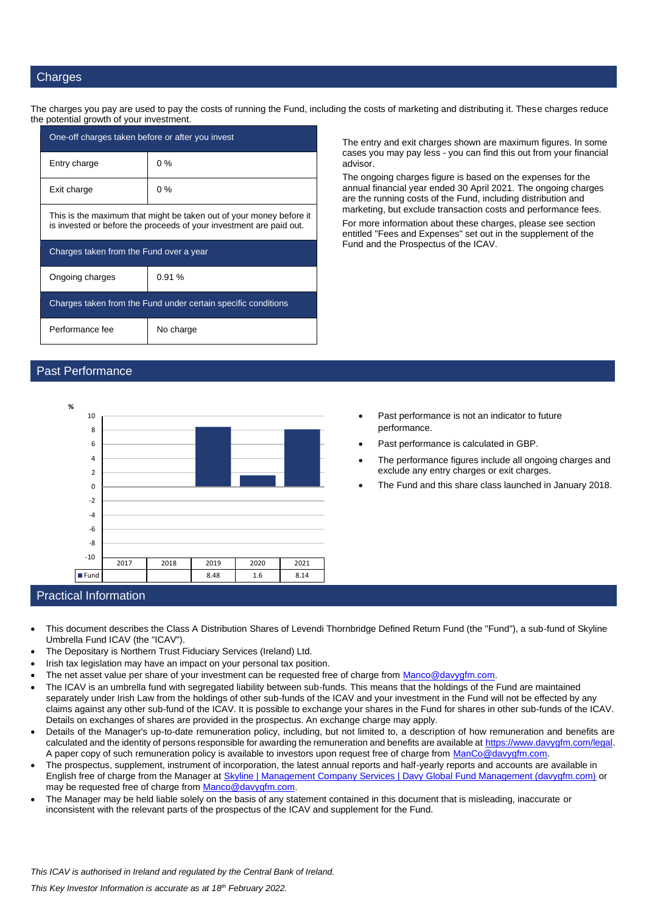## Charges

The charges you pay are used to pay the costs of running the Fund, including the costs of marketing and distributing it. These charges reduce the potential growth of your investment.

| One-off charges taken before or after you invest | |
|---|---|
| Entry charge | 0 % |
| Exit charge | 0 % |
| This is the maximum that might be taken out of your money before it is invested or before the proceeds of your investment are paid out. | |
| **Charges taken from the Fund over a year** | |
| Ongoing charges | 0.91 % |
| **Charges taken from the Fund under certain specific conditions** | |
| Performance fee | No charge |

The entry and exit charges shown are maximum figures. In some cases you may pay less - you can find this out from your financial advisor.

The ongoing charges figure is based on the expenses for the annual financial year ended 30 April 2021. The ongoing charges are the running costs of the Fund, including distribution and marketing, but exclude transaction costs and performance fees.

For more information about these charges, please see section entitled "Fees and Expenses" set out in the supplement of the Fund and the Prospectus of the ICAV.

## Past Performance

%

10, 8, 6, 4, 2, 0, -2, -4, -6, -8, -10

2017, 2018, 2019, 2020, 2021

Fund: 8.48 (2019), 1.6 (2020), 8.14 (2021)

- Past performance is not an indicator to future performance.
- Past performance is calculated in GBP.
- The performance figures include all ongoing charges and exclude any entry charges or exit charges.
- The Fund and this share class launched in January 2018.

## Practical Information

- This document describes the Class A Distribution Shares of Levendi Thornbridge Defined Return Fund (the "Fund"), a sub-fund of Skyline Umbrella Fund ICAV (the "ICAV").
- The Depositary is Northern Trust Fiduciary Services (Ireland) Ltd.
- Irish tax legislation may have an impact on your personal tax position.
- The net asset value per share of your investment can be requested free of charge from Manco@davygfm.com.
- The ICAV is an umbrella fund with segregated liability between sub-funds. This means that the holdings of the Fund are maintained separately under Irish Law from the holdings of other sub-funds of the ICAV and your investment in the Fund will not be effected by any claims against any other sub-fund of the ICAV. It is possible to exchange your shares in the Fund for shares in other sub-funds of the ICAV. Details on exchanges of shares are provided in the prospectus. An exchange charge may apply.
- Details of the Manager's up-to-date remuneration policy, including, but not limited to, a description of how remuneration and benefits are calculated and the identity of persons responsible for awarding the remuneration and benefits are available at https://www.davygfm.com/legal. A paper copy of such remuneration policy is available to investors upon request free of charge from ManCo@davygfm.com.
- The prospectus, supplement, instrument of incorporation, the latest annual reports and half-yearly reports and accounts are available in English free of charge from the Manager at Skyline | Management Company Services | Davy Global Fund Management (davygfm.com) or may be requested free of charge from Manco@davygfm.com.
- The Manager may be held liable solely on the basis of any statement contained in this document that is misleading, inaccurate or inconsistent with the relevant parts of the prospectus of the ICAV and supplement for the Fund.

*This ICAV is authorised in Ireland and regulated by the Central Bank of Ireland.*

*This Key Investor Information is accurate as at 18th February 2022.*